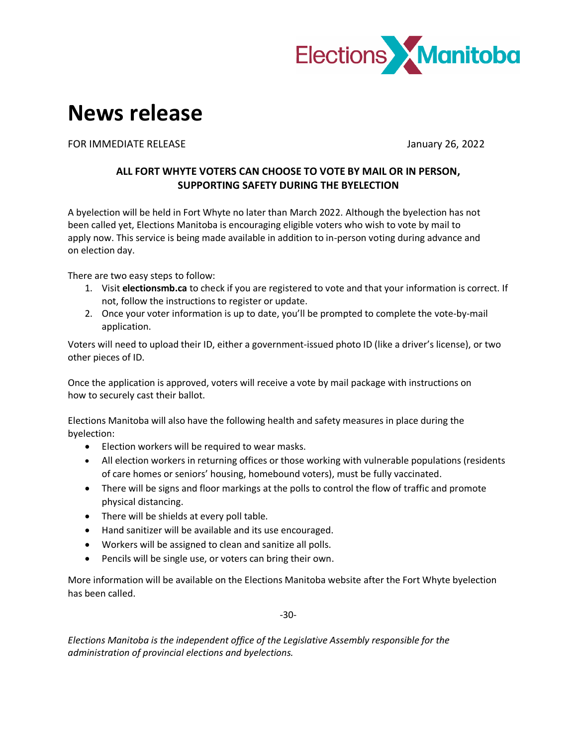Elections Manitoba

# News release

FOR IMMEDIATE RELEASE January 26, 2022

**ALL FORT WHYTE VOTERS CAN CHOOSE TO VOTE BY MAIL OR IN PERSON, SUPPORTING SAFETY DURING THE BYELECTION**

A byelection will be held in Fort Whyte no later than March 2022. Although the byelection has not been called yet, Elections Manitoba is encouraging eligible voters who wish to vote by mail to apply now. This service is being made available in addition to in-person voting during advance and on election day.

There are two easy steps to follow:

1. Visit **electionsmb.ca** to check if you are registered to vote and that your information is correct. If not, follow the instructions to register or update.
2. Once your voter information is up to date, you'll be prompted to complete the vote-by-mail application.

Voters will need to upload their ID, either a government-issued photo ID (like a driver's license), or two other pieces of ID.

Once the application is approved, voters will receive a vote by mail package with instructions on how to securely cast their ballot.

Elections Manitoba will also have the following health and safety measures in place during the byelection:

- Election workers will be required to wear masks.
- All election workers in returning offices or those working with vulnerable populations (residents of care homes or seniors' housing, homebound voters), must be fully vaccinated.
- There will be signs and floor markings at the polls to control the flow of traffic and promote physical distancing.
- There will be shields at every poll table.
- Hand sanitizer will be available and its use encouraged.
- Workers will be assigned to clean and sanitize all polls.
- Pencils will be single use, or voters can bring their own.

More information will be available on the Elections Manitoba website after the Fort Whyte byelection has been called.

-30-

*Elections Manitoba is the independent office of the Legislative Assembly responsible for the administration of provincial elections and byelections.*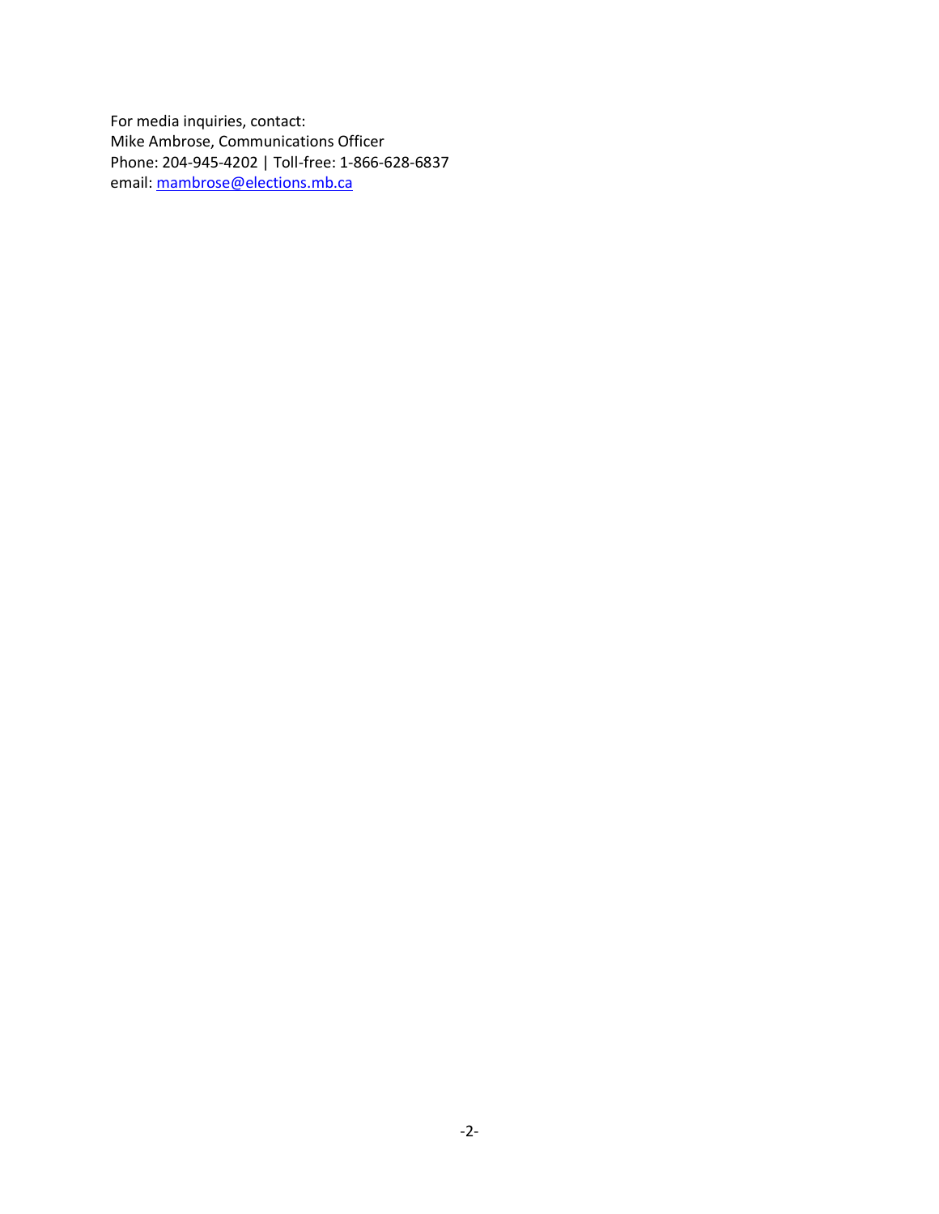For media inquiries, contact:
Mike Ambrose, Communications Officer
Phone: 204-945-4202 | Toll-free: 1-866-628-6837
email: mambrose@elections.mb.ca